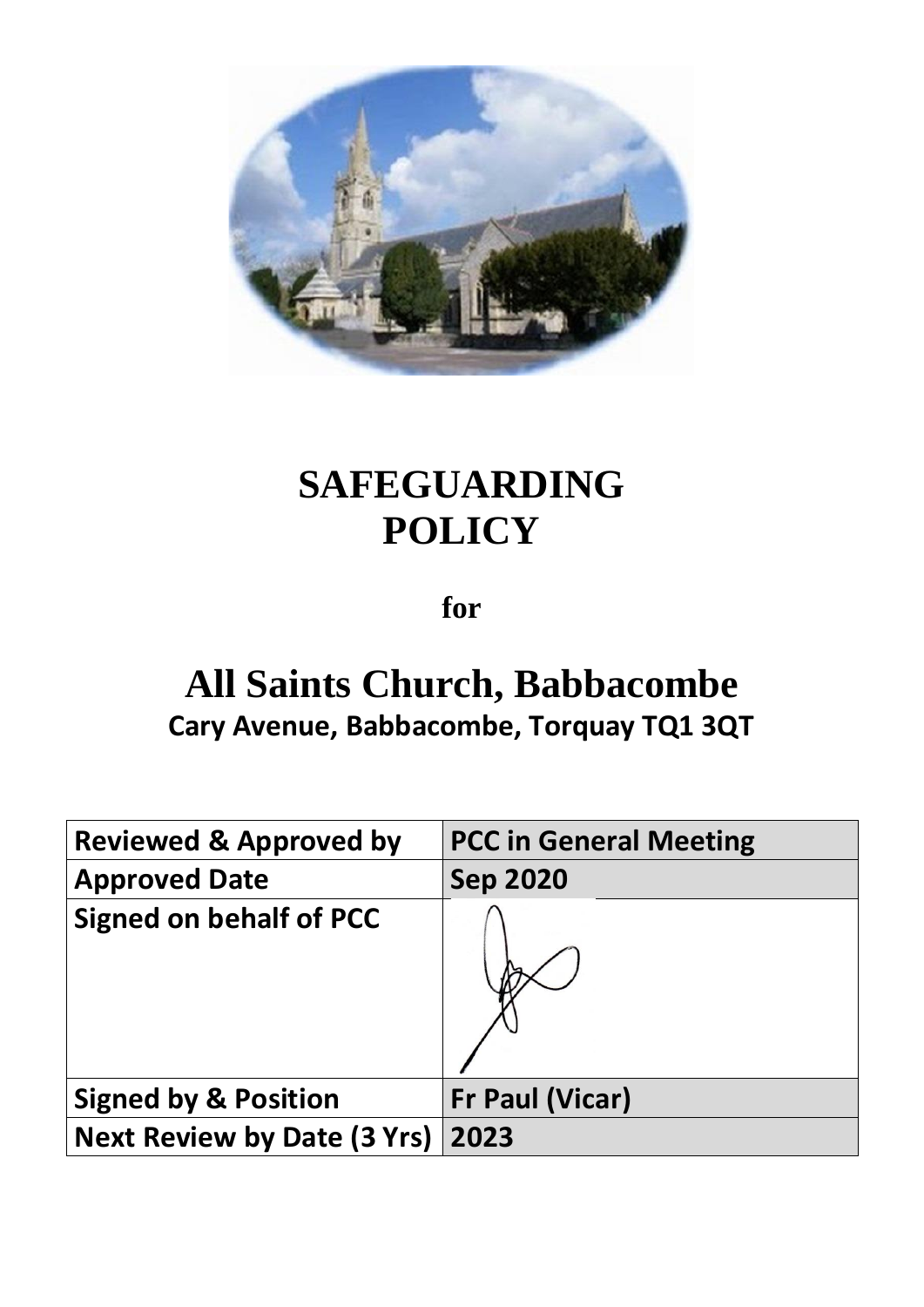# SAFEGUARDING POLICY

**for**

# All Saints Church, Babbacombe

**Cary Avenue, Babbacombe, Torquay TQ1 3QT**

| | |
|---|---|
| **Reviewed & Approved by** | **PCC in General Meeting** |
| **Approved Date** | **Sep 2020** |
| **Signed on behalf of PCC** | |
| **Signed by & Position** | **Fr Paul (Vicar)** |
| **Next Review by Date (3 Yrs)** | **2023** |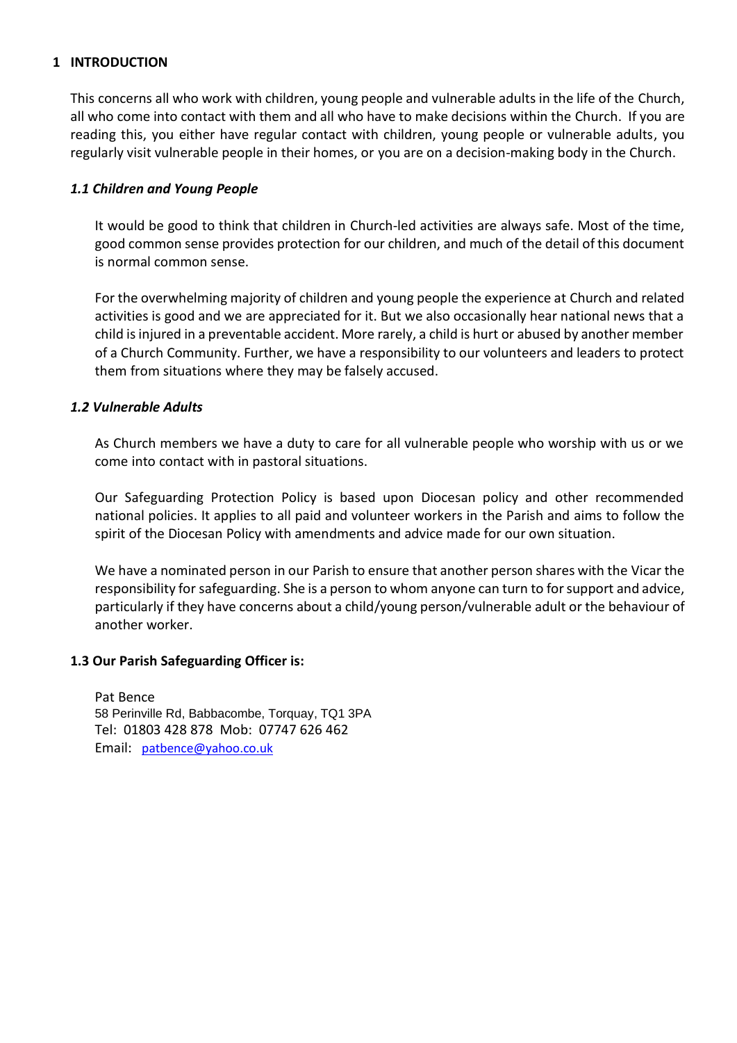## 1 INTRODUCTION

This concerns all who work with children, young people and vulnerable adults in the life of the Church, all who come into contact with them and all who have to make decisions within the Church. If you are reading this, you either have regular contact with children, young people or vulnerable adults, you regularly visit vulnerable people in their homes, or you are on a decision-making body in the Church.

### *1.1 Children and Young People*

It would be good to think that children in Church-led activities are always safe. Most of the time, good common sense provides protection for our children, and much of the detail of this document is normal common sense.

For the overwhelming majority of children and young people the experience at Church and related activities is good and we are appreciated for it. But we also occasionally hear national news that a child is injured in a preventable accident. More rarely, a child is hurt or abused by another member of a Church Community. Further, we have a responsibility to our volunteers and leaders to protect them from situations where they may be falsely accused.

### *1.2 Vulnerable Adults*

As Church members we have a duty to care for all vulnerable people who worship with us or we come into contact with in pastoral situations.

Our Safeguarding Protection Policy is based upon Diocesan policy and other recommended national policies. It applies to all paid and volunteer workers in the Parish and aims to follow the spirit of the Diocesan Policy with amendments and advice made for our own situation.

We have a nominated person in our Parish to ensure that another person shares with the Vicar the responsibility for safeguarding. She is a person to whom anyone can turn to for support and advice, particularly if they have concerns about a child/young person/vulnerable adult or the behaviour of another worker.

### 1.3 Our Parish Safeguarding Officer is:

Pat Bence
58 Perinville Rd, Babbacombe, Torquay, TQ1 3PA
Tel: 01803 428 878 Mob: 07747 626 462
Email: patbence@yahoo.co.uk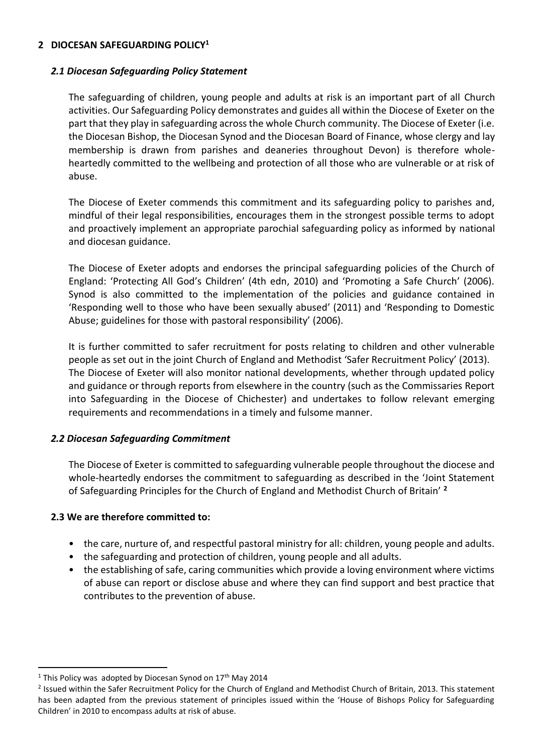## 2 DIOCESAN SAFEGUARDING POLICY[1]

### *2.1 Diocesan Safeguarding Policy Statement*

The safeguarding of children, young people and adults at risk is an important part of all Church activities. Our Safeguarding Policy demonstrates and guides all within the Diocese of Exeter on the part that they play in safeguarding across the whole Church community. The Diocese of Exeter (i.e. the Diocesan Bishop, the Diocesan Synod and the Diocesan Board of Finance, whose clergy and lay membership is drawn from parishes and deaneries throughout Devon) is therefore whole-heartedly committed to the wellbeing and protection of all those who are vulnerable or at risk of abuse.

The Diocese of Exeter commends this commitment and its safeguarding policy to parishes and, mindful of their legal responsibilities, encourages them in the strongest possible terms to adopt and proactively implement an appropriate parochial safeguarding policy as informed by national and diocesan guidance.

The Diocese of Exeter adopts and endorses the principal safeguarding policies of the Church of England: 'Protecting All God's Children' (4th edn, 2010) and 'Promoting a Safe Church' (2006). Synod is also committed to the implementation of the policies and guidance contained in 'Responding well to those who have been sexually abused' (2011) and 'Responding to Domestic Abuse; guidelines for those with pastoral responsibility' (2006).

It is further committed to safer recruitment for posts relating to children and other vulnerable people as set out in the joint Church of England and Methodist 'Safer Recruitment Policy' (2013). The Diocese of Exeter will also monitor national developments, whether through updated policy and guidance or through reports from elsewhere in the country (such as the Commissaries Report into Safeguarding in the Diocese of Chichester) and undertakes to follow relevant emerging requirements and recommendations in a timely and fulsome manner.

### *2.2 Diocesan Safeguarding Commitment*

The Diocese of Exeter is committed to safeguarding vulnerable people throughout the diocese and whole-heartedly endorses the commitment to safeguarding as described in the 'Joint Statement of Safeguarding Principles for the Church of England and Methodist Church of Britain' [2]

### 2.3 We are therefore committed to:

- the care, nurture of, and respectful pastoral ministry for all: children, young people and adults.
- the safeguarding and protection of children, young people and all adults.
- the establishing of safe, caring communities which provide a loving environment where victims of abuse can report or disclose abuse and where they can find support and best practice that contributes to the prevention of abuse.

---

[1] This Policy was adopted by Diocesan Synod on 17th May 2014

[2] Issued within the Safer Recruitment Policy for the Church of England and Methodist Church of Britain, 2013. This statement has been adapted from the previous statement of principles issued within the 'House of Bishops Policy for Safeguarding Children' in 2010 to encompass adults at risk of abuse.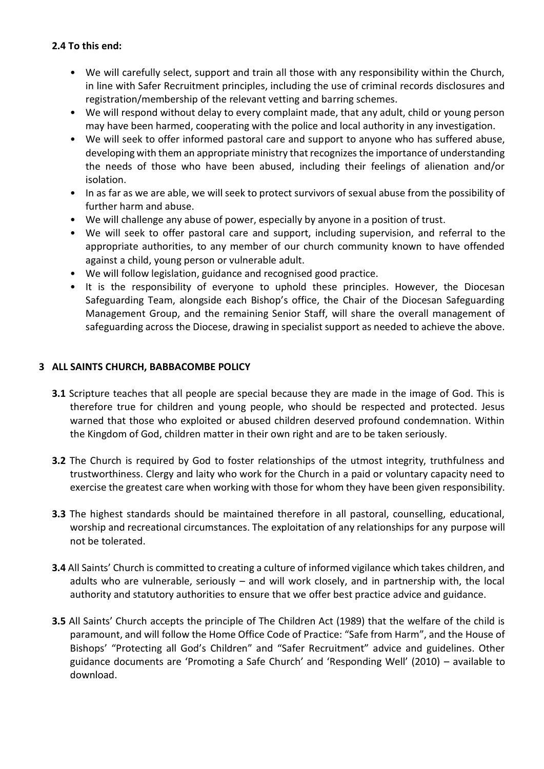**2.4 To this end:**

- We will carefully select, support and train all those with any responsibility within the Church, in line with Safer Recruitment principles, including the use of criminal records disclosures and registration/membership of the relevant vetting and barring schemes.
- We will respond without delay to every complaint made, that any adult, child or young person may have been harmed, cooperating with the police and local authority in any investigation.
- We will seek to offer informed pastoral care and support to anyone who has suffered abuse, developing with them an appropriate ministry that recognizes the importance of understanding the needs of those who have been abused, including their feelings of alienation and/or isolation.
- In as far as we are able, we will seek to protect survivors of sexual abuse from the possibility of further harm and abuse.
- We will challenge any abuse of power, especially by anyone in a position of trust.
- We will seek to offer pastoral care and support, including supervision, and referral to the appropriate authorities, to any member of our church community known to have offended against a child, young person or vulnerable adult.
- We will follow legislation, guidance and recognised good practice.
- It is the responsibility of everyone to uphold these principles. However, the Diocesan Safeguarding Team, alongside each Bishop's office, the Chair of the Diocesan Safeguarding Management Group, and the remaining Senior Staff, will share the overall management of safeguarding across the Diocese, drawing in specialist support as needed to achieve the above.

## 3 ALL SAINTS CHURCH, BABBACOMBE POLICY

**3.1** Scripture teaches that all people are special because they are made in the image of God. This is therefore true for children and young people, who should be respected and protected. Jesus warned that those who exploited or abused children deserved profound condemnation. Within the Kingdom of God, children matter in their own right and are to be taken seriously.

**3.2** The Church is required by God to foster relationships of the utmost integrity, truthfulness and trustworthiness. Clergy and laity who work for the Church in a paid or voluntary capacity need to exercise the greatest care when working with those for whom they have been given responsibility.

**3.3** The highest standards should be maintained therefore in all pastoral, counselling, educational, worship and recreational circumstances. The exploitation of any relationships for any purpose will not be tolerated.

**3.4** All Saints' Church is committed to creating a culture of informed vigilance which takes children, and adults who are vulnerable, seriously – and will work closely, and in partnership with, the local authority and statutory authorities to ensure that we offer best practice advice and guidance.

**3.5** All Saints' Church accepts the principle of The Children Act (1989) that the welfare of the child is paramount, and will follow the Home Office Code of Practice: "Safe from Harm", and the House of Bishops' "Protecting all God's Children" and "Safer Recruitment" advice and guidelines. Other guidance documents are 'Promoting a Safe Church' and 'Responding Well' (2010) – available to download.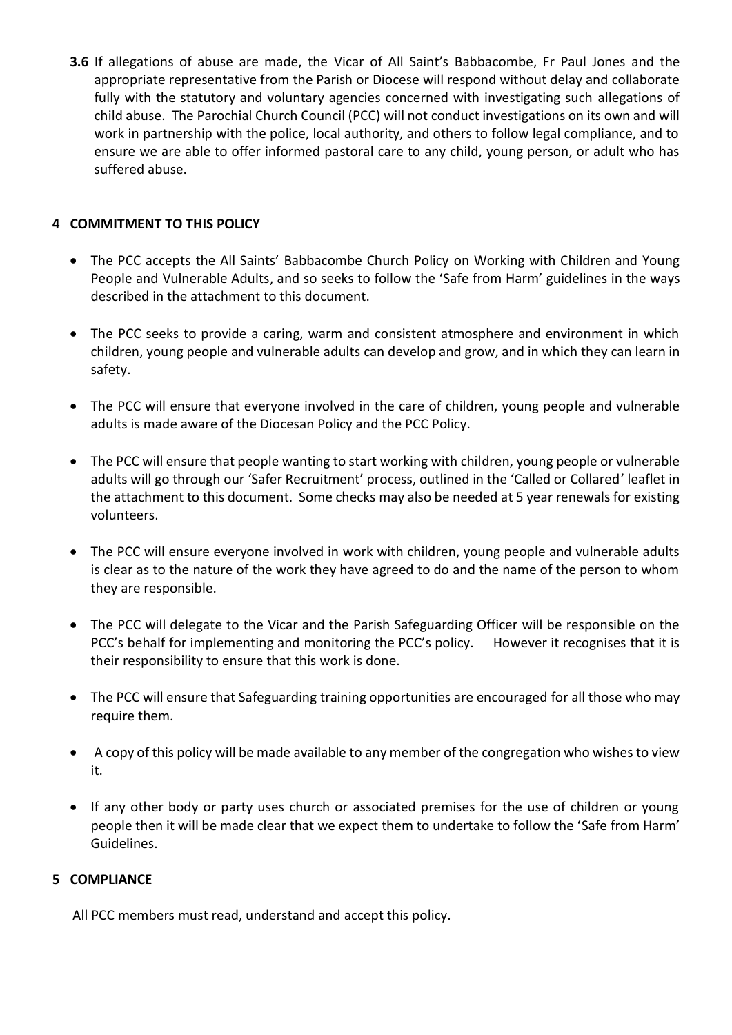**3.6** If allegations of abuse are made, the Vicar of All Saint's Babbacombe, Fr Paul Jones and the appropriate representative from the Parish or Diocese will respond without delay and collaborate fully with the statutory and voluntary agencies concerned with investigating such allegations of child abuse. The Parochial Church Council (PCC) will not conduct investigations on its own and will work in partnership with the police, local authority, and others to follow legal compliance, and to ensure we are able to offer informed pastoral care to any child, young person, or adult who has suffered abuse.

## 4 COMMITMENT TO THIS POLICY

- The PCC accepts the All Saints' Babbacombe Church Policy on Working with Children and Young People and Vulnerable Adults, and so seeks to follow the 'Safe from Harm' guidelines in the ways described in the attachment to this document.
- The PCC seeks to provide a caring, warm and consistent atmosphere and environment in which children, young people and vulnerable adults can develop and grow, and in which they can learn in safety.
- The PCC will ensure that everyone involved in the care of children, young people and vulnerable adults is made aware of the Diocesan Policy and the PCC Policy.
- The PCC will ensure that people wanting to start working with children, young people or vulnerable adults will go through our 'Safer Recruitment' process, outlined in the 'Called or Collared' leaflet in the attachment to this document. Some checks may also be needed at 5 year renewals for existing volunteers.
- The PCC will ensure everyone involved in work with children, young people and vulnerable adults is clear as to the nature of the work they have agreed to do and the name of the person to whom they are responsible.
- The PCC will delegate to the Vicar and the Parish Safeguarding Officer will be responsible on the PCC's behalf for implementing and monitoring the PCC's policy. However it recognises that it is their responsibility to ensure that this work is done.
- The PCC will ensure that Safeguarding training opportunities are encouraged for all those who may require them.
- A copy of this policy will be made available to any member of the congregation who wishes to view it.
- If any other body or party uses church or associated premises for the use of children or young people then it will be made clear that we expect them to undertake to follow the 'Safe from Harm' Guidelines.

## 5 COMPLIANCE

All PCC members must read, understand and accept this policy.